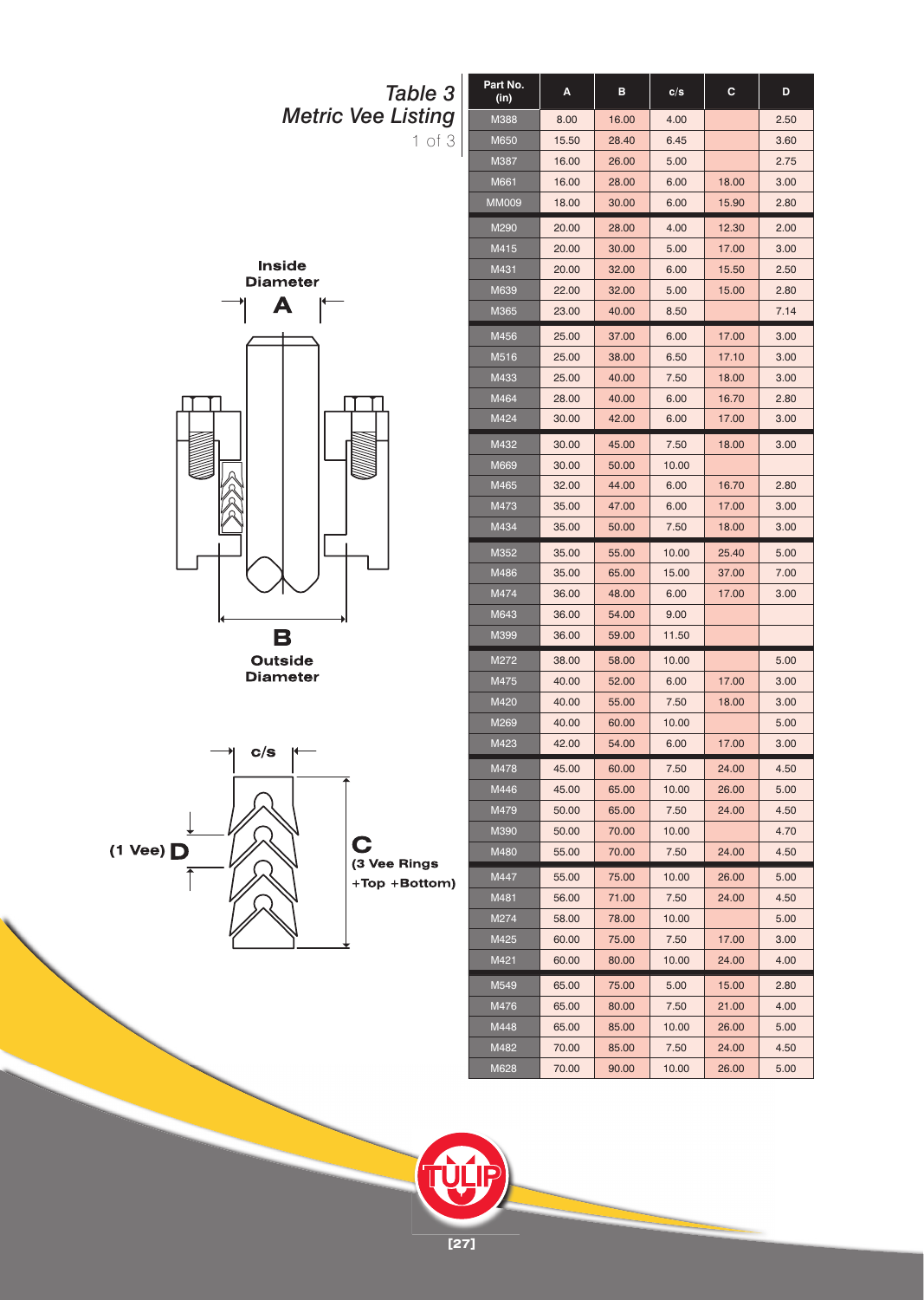# Table 3
## Metric Vee Listing

1 of 3

| Part No. (in) | A | B | c/s | C | D |
|---|---|---|---|---|---|
| M388 | 8.00 | 16.00 | 4.00 | | 2.50 |
| M650 | 15.50 | 28.40 | 6.45 | | 3.60 |
| M387 | 16.00 | 26.00 | 5.00 | | 2.75 |
| M661 | 16.00 | 28.00 | 6.00 | 18.00 | 3.00 |
| MM009 | 18.00 | 30.00 | 6.00 | 15.90 | 2.80 |
| M290 | 20.00 | 28.00 | 4.00 | 12.30 | 2.00 |
| M415 | 20.00 | 30.00 | 5.00 | 17.00 | 3.00 |
| M431 | 20.00 | 32.00 | 6.00 | 15.50 | 2.50 |
| M639 | 22.00 | 32.00 | 5.00 | 15.00 | 2.80 |
| M365 | 23.00 | 40.00 | 8.50 | | 7.14 |
| M456 | 25.00 | 37.00 | 6.00 | 17.00 | 3.00 |
| M516 | 25.00 | 38.00 | 6.50 | 17.10 | 3.00 |
| M433 | 25.00 | 40.00 | 7.50 | 18.00 | 3.00 |
| M464 | 28.00 | 40.00 | 6.00 | 16.70 | 2.80 |
| M424 | 30.00 | 42.00 | 6.00 | 17.00 | 3.00 |
| M432 | 30.00 | 45.00 | 7.50 | 18.00 | 3.00 |
| M669 | 30.00 | 50.00 | 10.00 | | |
| M465 | 32.00 | 44.00 | 6.00 | 16.70 | 2.80 |
| M473 | 35.00 | 47.00 | 6.00 | 17.00 | 3.00 |
| M434 | 35.00 | 50.00 | 7.50 | 18.00 | 3.00 |
| M352 | 35.00 | 55.00 | 10.00 | 25.40 | 5.00 |
| M486 | 35.00 | 65.00 | 15.00 | 37.00 | 7.00 |
| M474 | 36.00 | 48.00 | 6.00 | 17.00 | 3.00 |
| M643 | 36.00 | 54.00 | 9.00 | | |
| M399 | 36.00 | 59.00 | 11.50 | | |
| M272 | 38.00 | 58.00 | 10.00 | | 5.00 |
| M475 | 40.00 | 52.00 | 6.00 | 17.00 | 3.00 |
| M420 | 40.00 | 55.00 | 7.50 | 18.00 | 3.00 |
| M269 | 40.00 | 60.00 | 10.00 | | 5.00 |
| M423 | 42.00 | 54.00 | 6.00 | 17.00 | 3.00 |
| M478 | 45.00 | 60.00 | 7.50 | 24.00 | 4.50 |
| M446 | 45.00 | 65.00 | 10.00 | 26.00 | 5.00 |
| M479 | 50.00 | 65.00 | 7.50 | 24.00 | 4.50 |
| M390 | 50.00 | 70.00 | 10.00 | | 4.70 |
| M480 | 55.00 | 70.00 | 7.50 | 24.00 | 4.50 |
| M447 | 55.00 | 75.00 | 10.00 | 26.00 | 5.00 |
| M481 | 56.00 | 71.00 | 7.50 | 24.00 | 4.50 |
| M274 | 58.00 | 78.00 | 10.00 | | 5.00 |
| M425 | 60.00 | 75.00 | 7.50 | 17.00 | 3.00 |
| M421 | 60.00 | 80.00 | 10.00 | 24.00 | 4.00 |
| M549 | 65.00 | 75.00 | 5.00 | 15.00 | 2.80 |
| M476 | 65.00 | 80.00 | 7.50 | 21.00 | 4.00 |
| M448 | 65.00 | 85.00 | 10.00 | 26.00 | 5.00 |
| M482 | 70.00 | 85.00 | 7.50 | 24.00 | 4.50 |
| M628 | 70.00 | 90.00 | 10.00 | 26.00 | 5.00 |

Inside Diameter **A**

**B** Outside Diameter

c/s

(1 Vee) **D**

**C** (3 Vee Rings +Top +Bottom)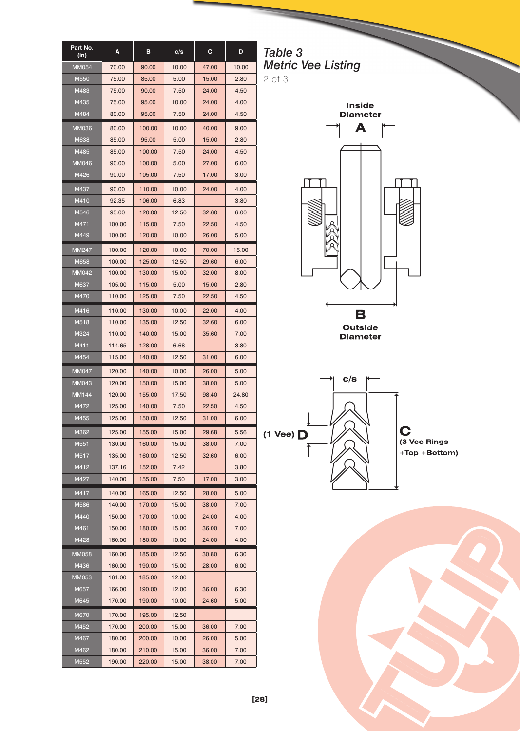## Table 3
## Metric Vee Listing

| Part No. (in) | A | B | c/s | C | D |
|---|---|---|---|---|---|
| MM054 | 70.00 | 90.00 | 10.00 | 47.00 | 10.00 |
| M550 | 75.00 | 85.00 | 5.00 | 15.00 | 2.80 |
| M483 | 75.00 | 90.00 | 7.50 | 24.00 | 4.50 |
| M435 | 75.00 | 95.00 | 10.00 | 24.00 | 4.00 |
| M484 | 80.00 | 95.00 | 7.50 | 24.00 | 4.50 |
| MM036 | 80.00 | 100.00 | 10.00 | 40.00 | 9.00 |
| M638 | 85.00 | 95.00 | 5.00 | 15.00 | 2.80 |
| M485 | 85.00 | 100.00 | 7.50 | 24.00 | 4.50 |
| MM046 | 90.00 | 100.00 | 5.00 | 27.00 | 6.00 |
| M426 | 90.00 | 105.00 | 7.50 | 17.00 | 3.00 |
| M437 | 90.00 | 110.00 | 10.00 | 24.00 | 4.00 |
| M410 | 92.35 | 106.00 | 6.83 | | 3.80 |
| M546 | 95.00 | 120.00 | 12.50 | 32.60 | 6.00 |
| M471 | 100.00 | 115.00 | 7.50 | 22.50 | 4.50 |
| M449 | 100.00 | 120.00 | 10.00 | 26.00 | 5.00 |
| MM247 | 100.00 | 120.00 | 10.00 | 70.00 | 15.00 |
| M658 | 100.00 | 125.00 | 12.50 | 29.60 | 6.00 |
| MM042 | 100.00 | 130.00 | 15.00 | 32.00 | 8.00 |
| M637 | 105.00 | 115.00 | 5.00 | 15.00 | 2.80 |
| M470 | 110.00 | 125.00 | 7.50 | 22.50 | 4.50 |
| M416 | 110.00 | 130.00 | 10.00 | 22.00 | 4.00 |
| M518 | 110.00 | 135.00 | 12.50 | 32.60 | 6.00 |
| M324 | 110.00 | 140.00 | 15.00 | 35.60 | 7.00 |
| M411 | 114.65 | 128.00 | 6.68 | | 3.80 |
| M454 | 115.00 | 140.00 | 12.50 | 31.00 | 6.00 |
| MM047 | 120.00 | 140.00 | 10.00 | 26.00 | 5.00 |
| MM043 | 120.00 | 150.00 | 15.00 | 38.00 | 5.00 |
| MM144 | 120.00 | 155.00 | 17.50 | 98.40 | 24.80 |
| M472 | 125.00 | 140.00 | 7.50 | 22.50 | 4.50 |
| M455 | 125.00 | 150.00 | 12.50 | 31.00 | 6.00 |
| M362 | 125.00 | 155.00 | 15.00 | 29.68 | 5.56 |
| M551 | 130.00 | 160.00 | 15.00 | 38.00 | 7.00 |
| M517 | 135.00 | 160.00 | 12.50 | 32.60 | 6.00 |
| M412 | 137.16 | 152.00 | 7.42 | | 3.80 |
| M427 | 140.00 | 155.00 | 7.50 | 17.00 | 3.00 |
| M417 | 140.00 | 165.00 | 12.50 | 28.00 | 5.00 |
| M586 | 140.00 | 170.00 | 15.00 | 38.00 | 7.00 |
| M440 | 150.00 | 170.00 | 10.00 | 24.00 | 4.00 |
| M461 | 150.00 | 180.00 | 15.00 | 36.00 | 7.00 |
| M428 | 160.00 | 180.00 | 10.00 | 24.00 | 4.00 |
| MM058 | 160.00 | 185.00 | 12.50 | 30.80 | 6.30 |
| M436 | 160.00 | 190.00 | 15.00 | 28.00 | 6.00 |
| MM053 | 161.00 | 185.00 | 12.00 | | |
| M657 | 166.00 | 190.00 | 12.00 | 36.00 | 6.30 |
| M645 | 170.00 | 190.00 | 10.00 | 24.60 | 5.00 |
| M670 | 170.00 | 195.00 | 12.50 | | |
| M452 | 170.00 | 200.00 | 15.00 | 36.00 | 7.00 |
| M467 | 180.00 | 200.00 | 10.00 | 26.00 | 5.00 |
| M462 | 180.00 | 210.00 | 15.00 | 36.00 | 7.00 |
| M552 | 190.00 | 220.00 | 15.00 | 38.00 | 7.00 |

Inside Diameter **A**

**B** Outside Diameter

c/s

(1 Vee) **D**

**C** (3 Vee Rings +Top +Bottom)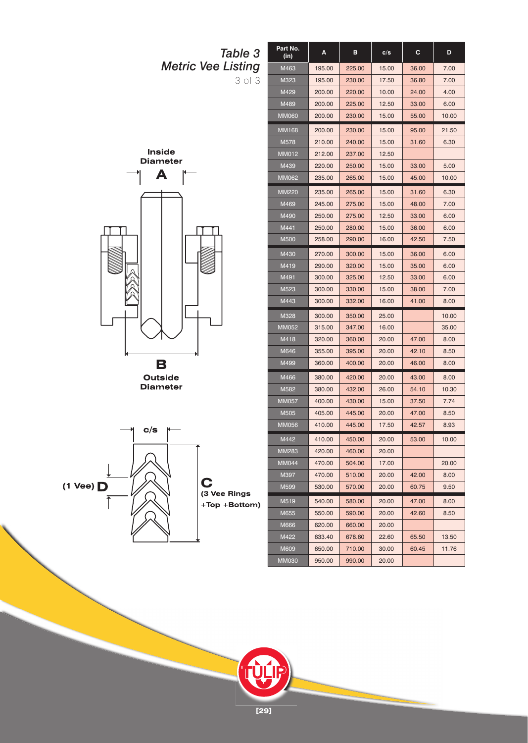# Table 3
## Metric Vee Listing

3 of 3

| Part No. (in) | A | B | c/s | C | D |
|---|---|---|---|---|---|
| M463 | 195.00 | 225.00 | 15.00 | 36.00 | 7.00 |
| M323 | 195.00 | 230.00 | 17.50 | 36.80 | 7.00 |
| M429 | 200.00 | 220.00 | 10.00 | 24.00 | 4.00 |
| M489 | 200.00 | 225.00 | 12.50 | 33.00 | 6.00 |
| MM060 | 200.00 | 230.00 | 15.00 | 55.00 | 10.00 |
| MM168 | 200.00 | 230.00 | 15.00 | 95.00 | 21.50 |
| M578 | 210.00 | 240.00 | 15.00 | 31.60 | 6.30 |
| MM012 | 212.00 | 237.00 | 12.50 | | |
| M439 | 220.00 | 250.00 | 15.00 | 33.00 | 5.00 |
| MM062 | 235.00 | 265.00 | 15.00 | 45.00 | 10.00 |
| MM220 | 235.00 | 265.00 | 15.00 | 31.60 | 6.30 |
| M469 | 245.00 | 275.00 | 15.00 | 48.00 | 7.00 |
| M490 | 250.00 | 275.00 | 12.50 | 33.00 | 6.00 |
| M441 | 250.00 | 280.00 | 15.00 | 36.00 | 6.00 |
| M500 | 258.00 | 290.00 | 16.00 | 42.50 | 7.50 |
| M430 | 270.00 | 300.00 | 15.00 | 36.00 | 6.00 |
| M419 | 290.00 | 320.00 | 15.00 | 35.00 | 6.00 |
| M491 | 300.00 | 325.00 | 12.50 | 33.00 | 6.00 |
| M523 | 300.00 | 330.00 | 15.00 | 38.00 | 7.00 |
| M443 | 300.00 | 332.00 | 16.00 | 41.00 | 8.00 |
| M328 | 300.00 | 350.00 | 25.00 | | 10.00 |
| MM052 | 315.00 | 347.00 | 16.00 | | 35.00 |
| M418 | 320.00 | 360.00 | 20.00 | 47.00 | 8.00 |
| M646 | 355.00 | 395.00 | 20.00 | 42.10 | 8.50 |
| M499 | 360.00 | 400.00 | 20.00 | 46.00 | 8.00 |
| M466 | 380.00 | 420.00 | 20.00 | 43.00 | 8.00 |
| M582 | 380.00 | 432.00 | 26.00 | 54.10 | 10.30 |
| MM057 | 400.00 | 430.00 | 15.00 | 37.50 | 7.74 |
| M505 | 405.00 | 445.00 | 20.00 | 47.00 | 8.50 |
| MM056 | 410.00 | 445.00 | 17.50 | 42.57 | 8.93 |
| M442 | 410.00 | 450.00 | 20.00 | 53.00 | 10.00 |
| MM283 | 420.00 | 460.00 | 20.00 | | |
| MM044 | 470.00 | 504.00 | 17.00 | | 20.00 |
| M397 | 470.00 | 510.00 | 20.00 | 42.00 | 8.00 |
| M599 | 530.00 | 570.00 | 20.00 | 60.75 | 9.50 |
| M519 | 540.00 | 580.00 | 20.00 | 47.00 | 8.00 |
| M655 | 550.00 | 590.00 | 20.00 | 42.60 | 8.50 |
| M666 | 620.00 | 660.00 | 20.00 | | |
| M422 | 633.40 | 678.60 | 22.60 | 65.50 | 13.50 |
| M609 | 650.00 | 710.00 | 30.00 | 60.45 | 11.76 |
| MM030 | 950.00 | 990.00 | 20.00 | | |

Inside Diameter
A

B
Outside Diameter

c/s

(1 Vee) D

C
(3 Vee Rings +Top +Bottom)